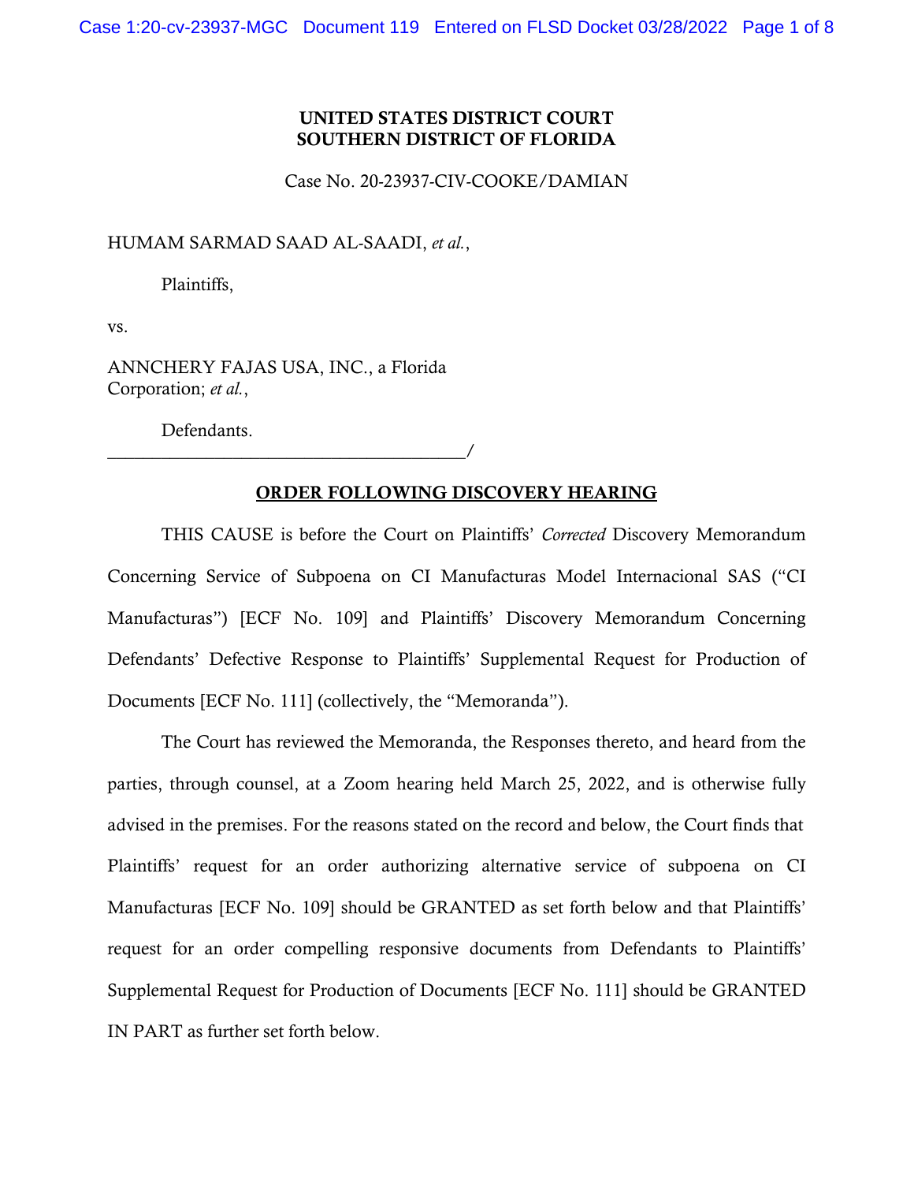**UNITED STATES DISTRICT COURT**
**SOUTHERN DISTRICT OF FLORIDA**

Case No. 20-23937-CIV-COOKE/DAMIAN

HUMAM SARMAD SAAD AL-SAADI, *et al.*,

Plaintiffs,

vs.

ANNCHERY FAJAS USA, INC., a Florida Corporation; *et al.*,

Defendants.
_______________________________________/

**ORDER FOLLOWING DISCOVERY HEARING**

THIS CAUSE is before the Court on Plaintiffs' *Corrected* Discovery Memorandum Concerning Service of Subpoena on CI Manufacturas Model Internacional SAS ("CI Manufacturas") [ECF No. 109] and Plaintiffs' Discovery Memorandum Concerning Defendants' Defective Response to Plaintiffs' Supplemental Request for Production of Documents [ECF No. 111] (collectively, the "Memoranda").

The Court has reviewed the Memoranda, the Responses thereto, and heard from the parties, through counsel, at a Zoom hearing held March 25, 2022, and is otherwise fully advised in the premises. For the reasons stated on the record and below, the Court finds that Plaintiffs' request for an order authorizing alternative service of subpoena on CI Manufacturas [ECF No. 109] should be GRANTED as set forth below and that Plaintiffs' request for an order compelling responsive documents from Defendants to Plaintiffs' Supplemental Request for Production of Documents [ECF No. 111] should be GRANTED IN PART as further set forth below.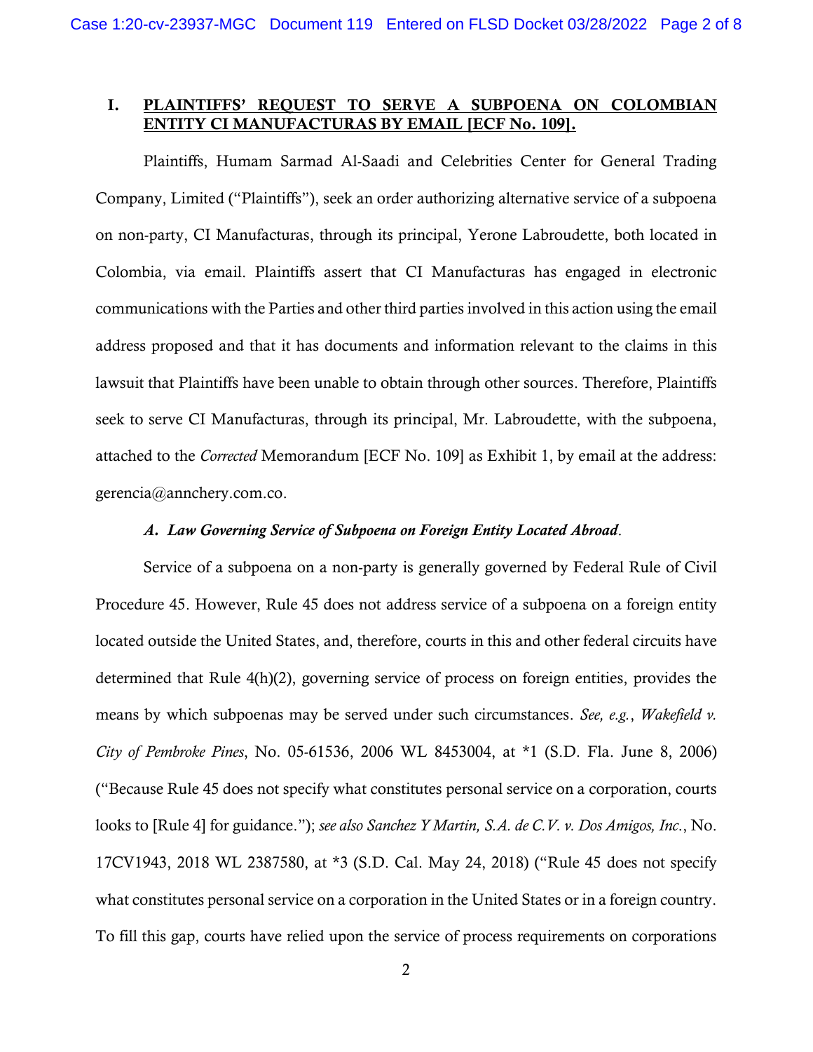## I. PLAINTIFFS' REQUEST TO SERVE A SUBPOENA ON COLOMBIAN ENTITY CI MANUFACTURAS BY EMAIL [ECF No. 109].

Plaintiffs, Humam Sarmad Al-Saadi and Celebrities Center for General Trading Company, Limited ("Plaintiffs"), seek an order authorizing alternative service of a subpoena on non-party, CI Manufacturas, through its principal, Yerone Labroudette, both located in Colombia, via email. Plaintiffs assert that CI Manufacturas has engaged in electronic communications with the Parties and other third parties involved in this action using the email address proposed and that it has documents and information relevant to the claims in this lawsuit that Plaintiffs have been unable to obtain through other sources. Therefore, Plaintiffs seek to serve CI Manufacturas, through its principal, Mr. Labroudette, with the subpoena, attached to the *Corrected* Memorandum [ECF No. 109] as Exhibit 1, by email at the address: gerencia@annchery.com.co.

### *A. Law Governing Service of Subpoena on Foreign Entity Located Abroad*.

Service of a subpoena on a non-party is generally governed by Federal Rule of Civil Procedure 45. However, Rule 45 does not address service of a subpoena on a foreign entity located outside the United States, and, therefore, courts in this and other federal circuits have determined that Rule 4(h)(2), governing service of process on foreign entities, provides the means by which subpoenas may be served under such circumstances. *See, e.g.*, *Wakefield v. City of Pembroke Pines*, No. 05-61536, 2006 WL 8453004, at *1 (S.D. Fla. June 8, 2006) ("Because Rule 45 does not specify what constitutes personal service on a corporation, courts looks to [Rule 4] for guidance."); *see also Sanchez Y Martin, S.A. de C.V. v. Dos Amigos, Inc.*, No. 17CV1943, 2018 WL 2387580, at *3 (S.D. Cal. May 24, 2018) ("Rule 45 does not specify what constitutes personal service on a corporation in the United States or in a foreign country. To fill this gap, courts have relied upon the service of process requirements on corporations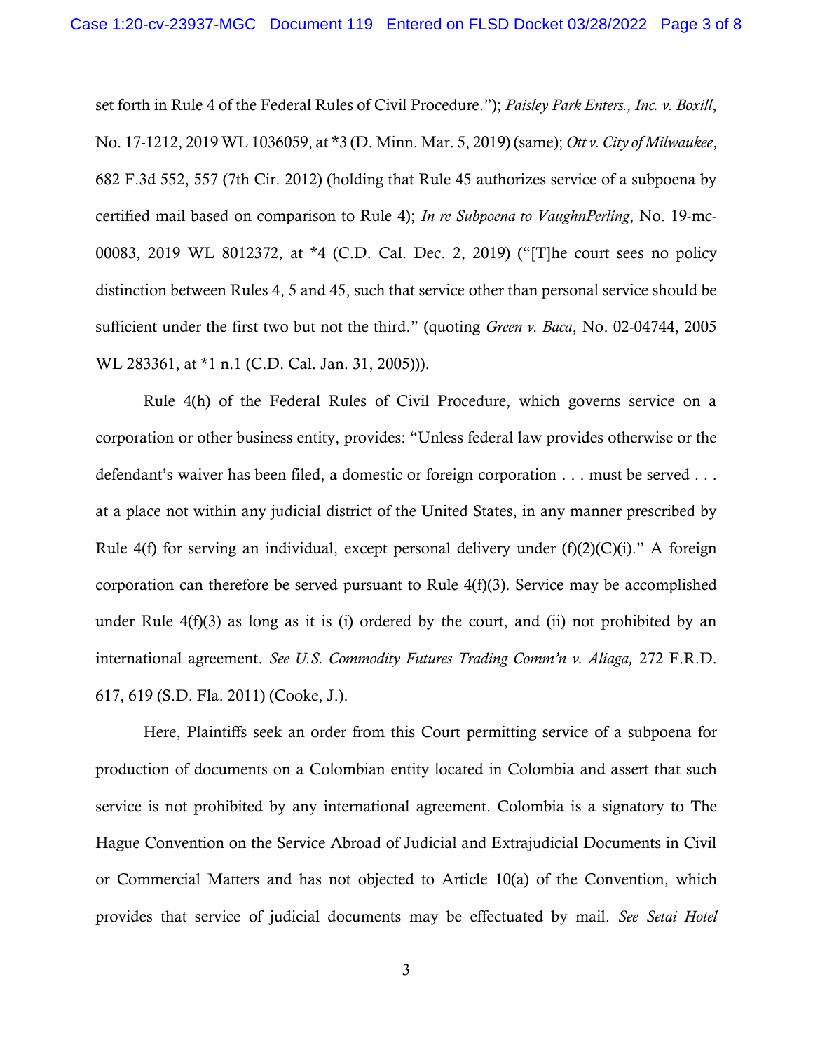set forth in Rule 4 of the Federal Rules of Civil Procedure."); *Paisley Park Enters., Inc. v. Boxill*, No. 17-1212, 2019 WL 1036059, at *3 (D. Minn. Mar. 5, 2019) (same); *Ott v. City of Milwaukee*, 682 F.3d 552, 557 (7th Cir. 2012) (holding that Rule 45 authorizes service of a subpoena by certified mail based on comparison to Rule 4); *In re Subpoena to VaughnPerling*, No. 19-mc-00083, 2019 WL 8012372, at *4 (C.D. Cal. Dec. 2, 2019) ("[T]he court sees no policy distinction between Rules 4, 5 and 45, such that service other than personal service should be sufficient under the first two but not the third." (quoting *Green v. Baca*, No. 02-04744, 2005 WL 283361, at *1 n.1 (C.D. Cal. Jan. 31, 2005))).

Rule 4(h) of the Federal Rules of Civil Procedure, which governs service on a corporation or other business entity, provides: "Unless federal law provides otherwise or the defendant's waiver has been filed, a domestic or foreign corporation . . . must be served . . . at a place not within any judicial district of the United States, in any manner prescribed by Rule 4(f) for serving an individual, except personal delivery under (f)(2)(C)(i)." A foreign corporation can therefore be served pursuant to Rule 4(f)(3). Service may be accomplished under Rule 4(f)(3) as long as it is (i) ordered by the court, and (ii) not prohibited by an international agreement. *See U.S. Commodity Futures Trading Comm'n v. Aliaga,* 272 F.R.D. 617, 619 (S.D. Fla. 2011) (Cooke, J.).

Here, Plaintiffs seek an order from this Court permitting service of a subpoena for production of documents on a Colombian entity located in Colombia and assert that such service is not prohibited by any international agreement. Colombia is a signatory to The Hague Convention on the Service Abroad of Judicial and Extrajudicial Documents in Civil or Commercial Matters and has not objected to Article 10(a) of the Convention, which provides that service of judicial documents may be effectuated by mail. *See Setai Hotel*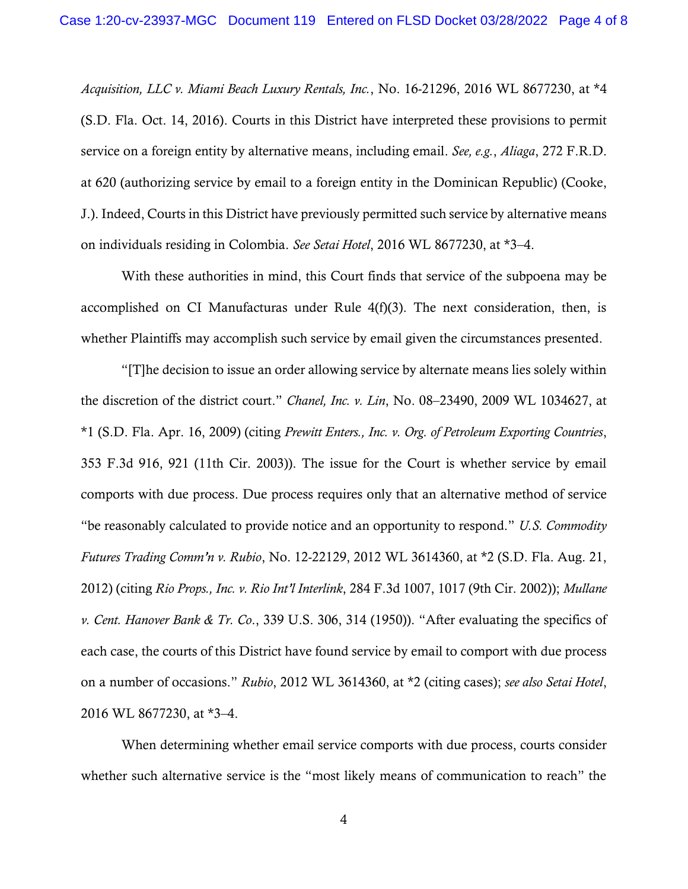*Acquisition, LLC v. Miami Beach Luxury Rentals, Inc.*, No. 16-21296, 2016 WL 8677230, at *4 (S.D. Fla. Oct. 14, 2016). Courts in this District have interpreted these provisions to permit service on a foreign entity by alternative means, including email. *See, e.g.*, *Aliaga*, 272 F.R.D. at 620 (authorizing service by email to a foreign entity in the Dominican Republic) (Cooke, J.). Indeed, Courts in this District have previously permitted such service by alternative means on individuals residing in Colombia. *See Setai Hotel*, 2016 WL 8677230, at *3–4.

With these authorities in mind, this Court finds that service of the subpoena may be accomplished on CI Manufacturas under Rule 4(f)(3). The next consideration, then, is whether Plaintiffs may accomplish such service by email given the circumstances presented.

"[T]he decision to issue an order allowing service by alternate means lies solely within the discretion of the district court." *Chanel, Inc. v. Lin*, No. 08–23490, 2009 WL 1034627, at *1 (S.D. Fla. Apr. 16, 2009) (citing *Prewitt Enters., Inc. v. Org. of Petroleum Exporting Countries*, 353 F.3d 916, 921 (11th Cir. 2003)). The issue for the Court is whether service by email comports with due process. Due process requires only that an alternative method of service "be reasonably calculated to provide notice and an opportunity to respond." *U.S. Commodity Futures Trading Comm'n v. Rubio*, No. 12-22129, 2012 WL 3614360, at *2 (S.D. Fla. Aug. 21, 2012) (citing *Rio Props., Inc. v. Rio Int'l Interlink*, 284 F.3d 1007, 1017 (9th Cir. 2002)); *Mullane v. Cent. Hanover Bank & Tr. Co.*, 339 U.S. 306, 314 (1950)). "After evaluating the specifics of each case, the courts of this District have found service by email to comport with due process on a number of occasions." *Rubio*, 2012 WL 3614360, at *2 (citing cases); *see also Setai Hotel*, 2016 WL 8677230, at *3–4.

When determining whether email service comports with due process, courts consider whether such alternative service is the "most likely means of communication to reach" the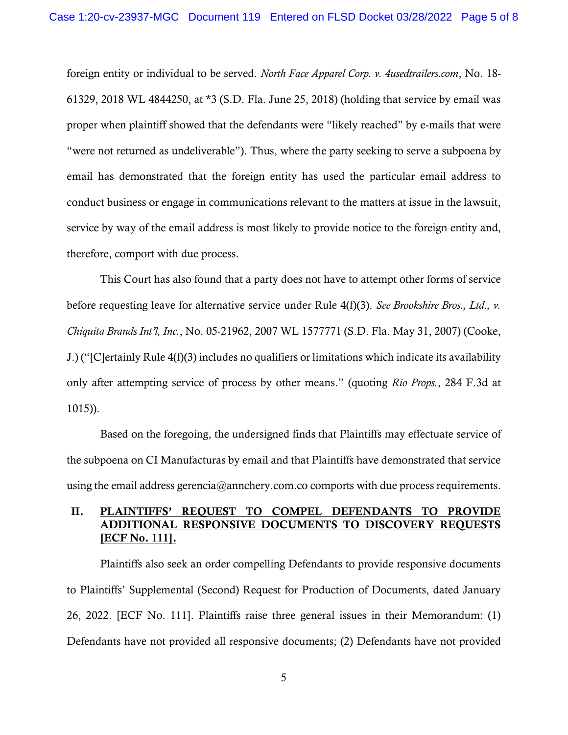foreign entity or individual to be served. *North Face Apparel Corp. v. 4usedtrailers.com*, No. 18-61329, 2018 WL 4844250, at *3 (S.D. Fla. June 25, 2018) (holding that service by email was proper when plaintiff showed that the defendants were "likely reached" by e-mails that were "were not returned as undeliverable"). Thus, where the party seeking to serve a subpoena by email has demonstrated that the foreign entity has used the particular email address to conduct business or engage in communications relevant to the matters at issue in the lawsuit, service by way of the email address is most likely to provide notice to the foreign entity and, therefore, comport with due process.

This Court has also found that a party does not have to attempt other forms of service before requesting leave for alternative service under Rule 4(f)(3). *See Brookshire Bros., Ltd., v. Chiquita Brands Int'l, Inc.*, No. 05-21962, 2007 WL 1577771 (S.D. Fla. May 31, 2007) (Cooke, J.) ("[C]ertainly Rule 4(f)(3) includes no qualifiers or limitations which indicate its availability only after attempting service of process by other means." (quoting *Rio Props.*, 284 F.3d at 1015)).

Based on the foregoing, the undersigned finds that Plaintiffs may effectuate service of the subpoena on CI Manufacturas by email and that Plaintiffs have demonstrated that service using the email address gerencia@annchery.com.co comports with due process requirements.

## II. PLAINTIFFS' REQUEST TO COMPEL DEFENDANTS TO PROVIDE ADDITIONAL RESPONSIVE DOCUMENTS TO DISCOVERY REQUESTS [ECF No. 111].

Plaintiffs also seek an order compelling Defendants to provide responsive documents to Plaintiffs' Supplemental (Second) Request for Production of Documents, dated January 26, 2022. [ECF No. 111]. Plaintiffs raise three general issues in their Memorandum: (1) Defendants have not provided all responsive documents; (2) Defendants have not provided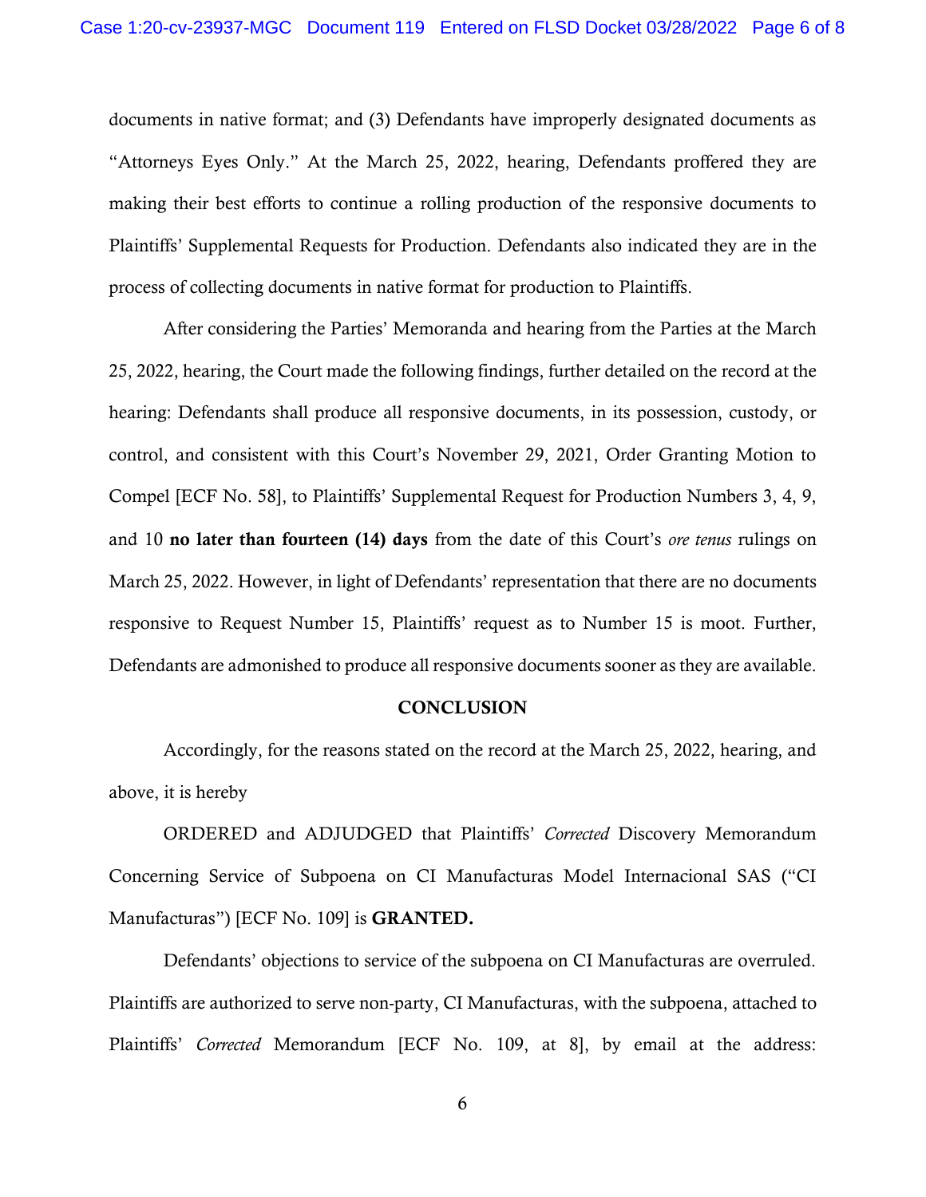documents in native format; and (3) Defendants have improperly designated documents as "Attorneys Eyes Only." At the March 25, 2022, hearing, Defendants proffered they are making their best efforts to continue a rolling production of the responsive documents to Plaintiffs' Supplemental Requests for Production. Defendants also indicated they are in the process of collecting documents in native format for production to Plaintiffs.

After considering the Parties' Memoranda and hearing from the Parties at the March 25, 2022, hearing, the Court made the following findings, further detailed on the record at the hearing: Defendants shall produce all responsive documents, in its possession, custody, or control, and consistent with this Court's November 29, 2021, Order Granting Motion to Compel [ECF No. 58], to Plaintiffs' Supplemental Request for Production Numbers 3, 4, 9, and 10 **no later than fourteen (14) days** from the date of this Court's *ore tenus* rulings on March 25, 2022. However, in light of Defendants' representation that there are no documents responsive to Request Number 15, Plaintiffs' request as to Number 15 is moot. Further, Defendants are admonished to produce all responsive documents sooner as they are available.

## CONCLUSION

Accordingly, for the reasons stated on the record at the March 25, 2022, hearing, and above, it is hereby

ORDERED and ADJUDGED that Plaintiffs' *Corrected* Discovery Memorandum Concerning Service of Subpoena on CI Manufacturas Model Internacional SAS ("CI Manufacturas") [ECF No. 109] is **GRANTED.**

Defendants' objections to service of the subpoena on CI Manufacturas are overruled. Plaintiffs are authorized to serve non-party, CI Manufacturas, with the subpoena, attached to Plaintiffs' *Corrected* Memorandum [ECF No. 109, at 8], by email at the address: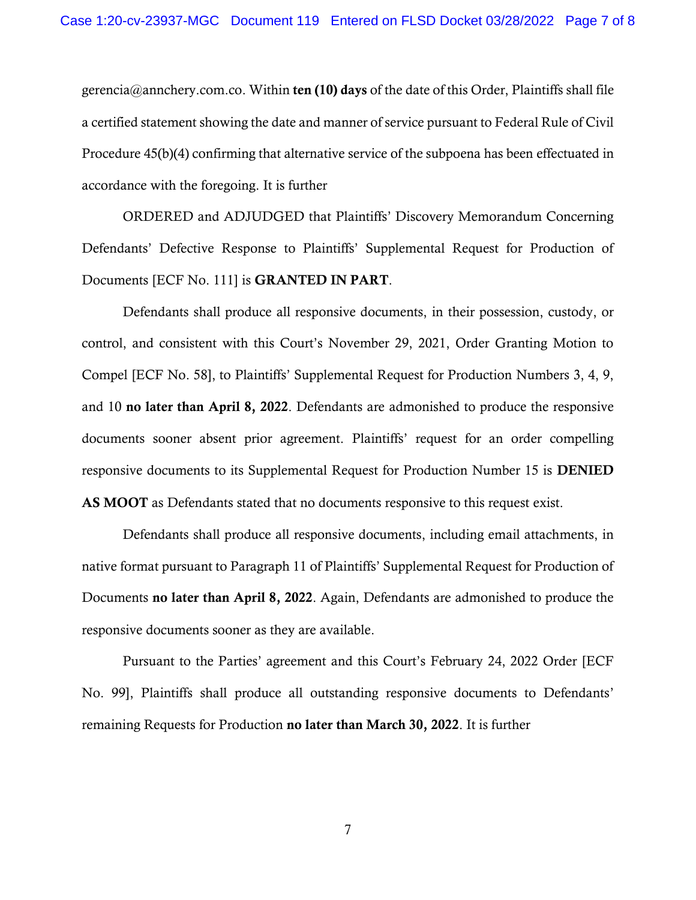gerencia@annchery.com.co. Within **ten (10) days** of the date of this Order, Plaintiffs shall file a certified statement showing the date and manner of service pursuant to Federal Rule of Civil Procedure 45(b)(4) confirming that alternative service of the subpoena has been effectuated in accordance with the foregoing. It is further

ORDERED and ADJUDGED that Plaintiffs' Discovery Memorandum Concerning Defendants' Defective Response to Plaintiffs' Supplemental Request for Production of Documents [ECF No. 111] is **GRANTED IN PART**.

Defendants shall produce all responsive documents, in their possession, custody, or control, and consistent with this Court's November 29, 2021, Order Granting Motion to Compel [ECF No. 58], to Plaintiffs' Supplemental Request for Production Numbers 3, 4, 9, and 10 **no later than April 8, 2022**. Defendants are admonished to produce the responsive documents sooner absent prior agreement. Plaintiffs' request for an order compelling responsive documents to its Supplemental Request for Production Number 15 is **DENIED AS MOOT** as Defendants stated that no documents responsive to this request exist.

Defendants shall produce all responsive documents, including email attachments, in native format pursuant to Paragraph 11 of Plaintiffs' Supplemental Request for Production of Documents **no later than April 8, 2022**. Again, Defendants are admonished to produce the responsive documents sooner as they are available.

Pursuant to the Parties' agreement and this Court's February 24, 2022 Order [ECF No. 99], Plaintiffs shall produce all outstanding responsive documents to Defendants' remaining Requests for Production **no later than March 30, 2022**. It is further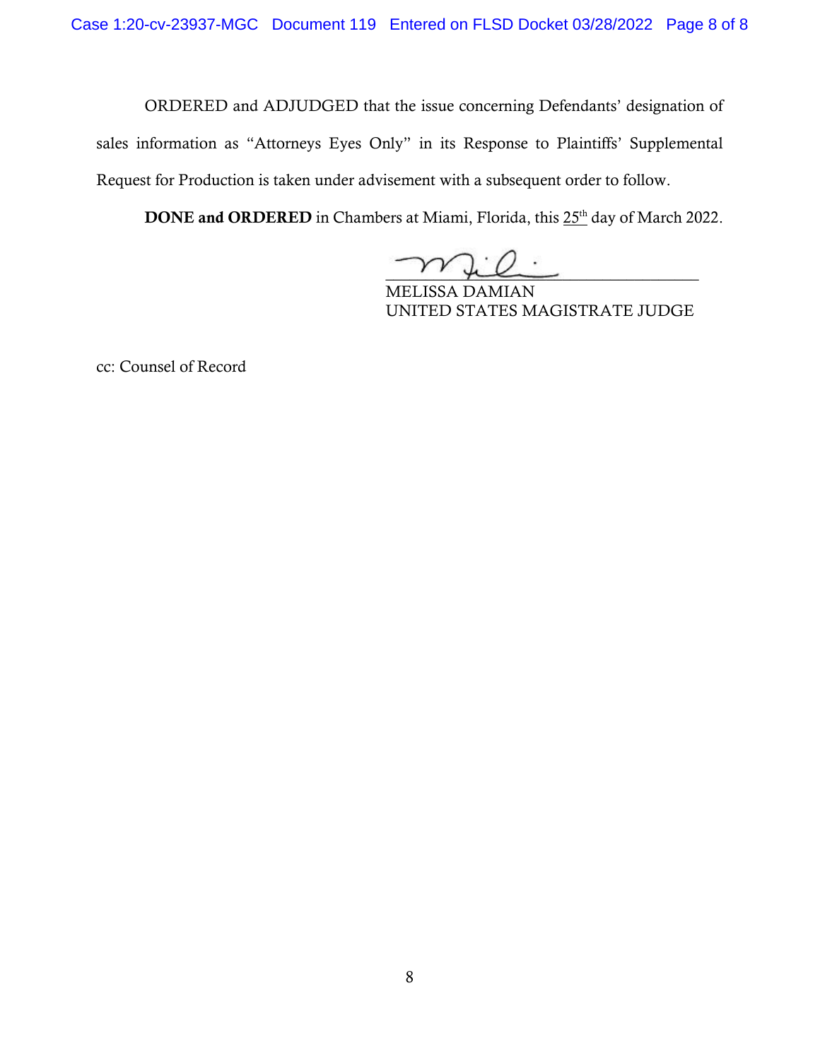ORDERED and ADJUDGED that the issue concerning Defendants' designation of sales information as "Attorneys Eyes Only" in its Response to Plaintiffs' Supplemental Request for Production is taken under advisement with a subsequent order to follow.

**DONE and ORDERED** in Chambers at Miami, Florida, this 25th day of March 2022.

MELISSA DAMIAN
UNITED STATES MAGISTRATE JUDGE

cc: Counsel of Record